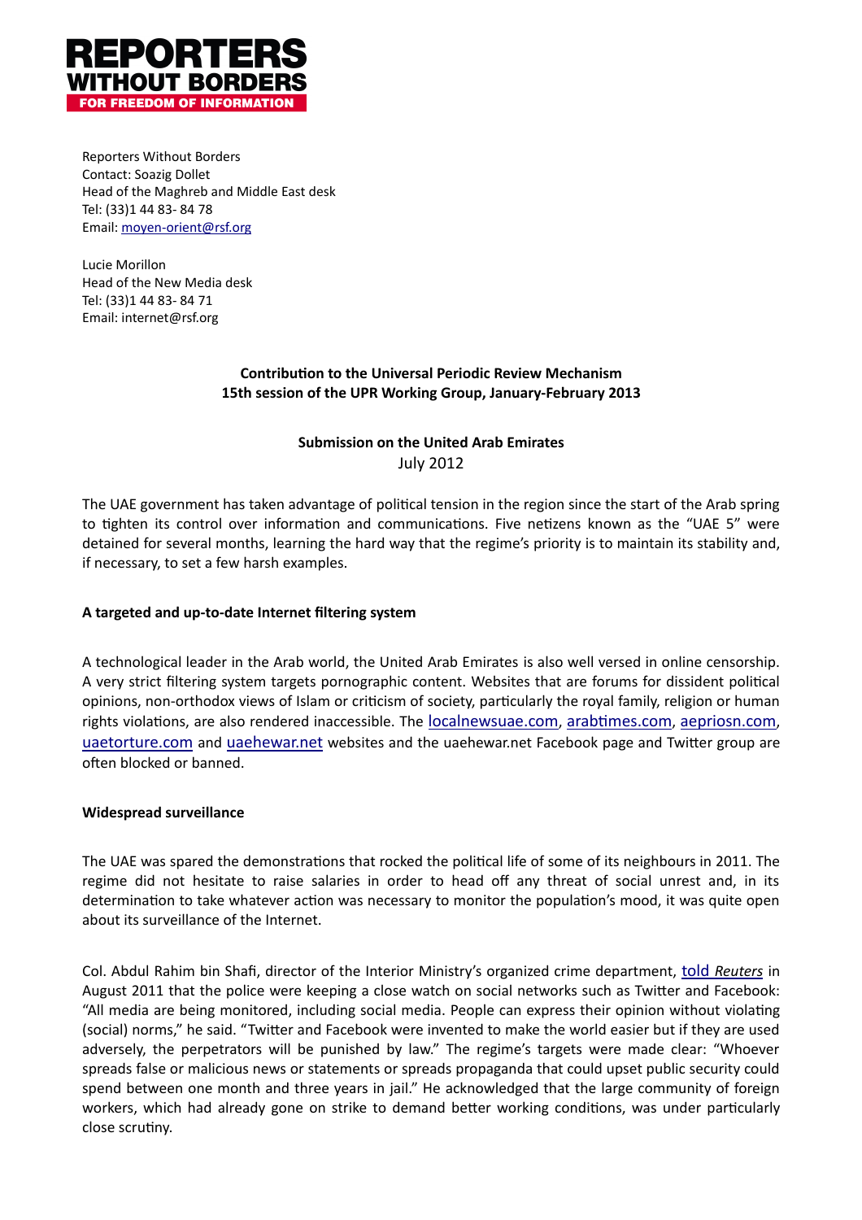# REPORTERS WITHOUT BORDERS

**FOR FREEDOM OF INFORMATION**

Reporters Without Borders
Contact: Soazig Dollet
Head of the Maghreb and Middle East desk
Tel: (33)1 44 83- 84 78
Email: moyen-orient@rsf.org

Lucie Morillon
Head of the New Media desk
Tel: (33)1 44 83- 84 71
Email: internet@rsf.org

**Contribution to the Universal Periodic Review Mechanism**
**15th session of the UPR Working Group, January-February 2013**

**Submission on the United Arab Emirates**
July 2012

The UAE government has taken advantage of political tension in the region since the start of the Arab spring to tighten its control over information and communications. Five netizens known as the "UAE 5" were detained for several months, learning the hard way that the regime's priority is to maintain its stability and, if necessary, to set a few harsh examples.

**A targeted and up-to-date Internet filtering system**

A technological leader in the Arab world, the United Arab Emirates is also well versed in online censorship. A very strict filtering system targets pornographic content. Websites that are forums for dissident political opinions, non-orthodox views of Islam or criticism of society, particularly the royal family, religion or human rights violations, are also rendered inaccessible. The localnewsuae.com, arabtimes.com, aepriosn.com, uaetorture.com and uaehewar.net websites and the uaehewar.net Facebook page and Twitter group are often blocked or banned.

**Widespread surveillance**

The UAE was spared the demonstrations that rocked the political life of some of its neighbours in 2011. The regime did not hesitate to raise salaries in order to head off any threat of social unrest and, in its determination to take whatever action was necessary to monitor the population's mood, it was quite open about its surveillance of the Internet.

Col. Abdul Rahim bin Shafi, director of the Interior Ministry's organized crime department, told *Reuters* in August 2011 that the police were keeping a close watch on social networks such as Twitter and Facebook: "All media are being monitored, including social media. People can express their opinion without violating (social) norms," he said. "Twitter and Facebook were invented to make the world easier but if they are used adversely, the perpetrators will be punished by law." The regime's targets were made clear: "Whoever spreads false or malicious news or statements or spreads propaganda that could upset public security could spend between one month and three years in jail." He acknowledged that the large community of foreign workers, which had already gone on strike to demand better working conditions, was under particularly close scrutiny.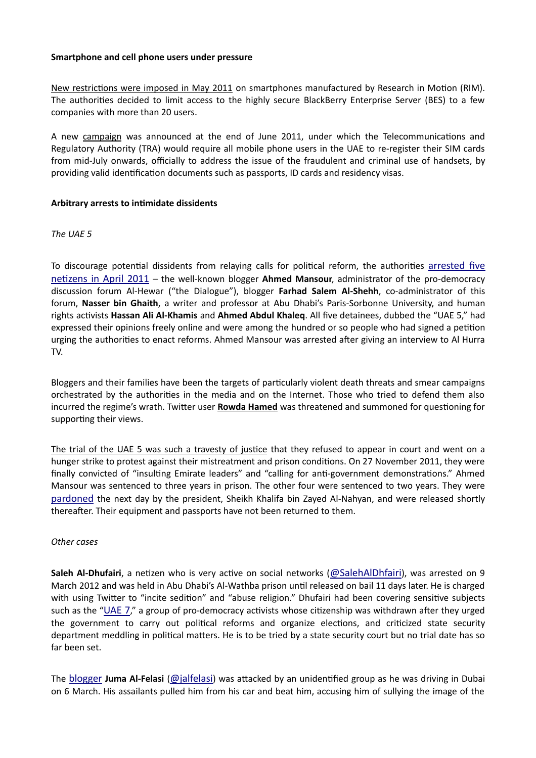**Smartphone and cell phone users under pressure**

New restrictions were imposed in May 2011 on smartphones manufactured by Research in Motion (RIM). The authorities decided to limit access to the highly secure BlackBerry Enterprise Server (BES) to a few companies with more than 20 users.

A new campaign was announced at the end of June 2011, under which the Telecommunications and Regulatory Authority (TRA) would require all mobile phone users in the UAE to re-register their SIM cards from mid-July onwards, officially to address the issue of the fraudulent and criminal use of handsets, by providing valid identification documents such as passports, ID cards and residency visas.

**Arbitrary arrests to intimidate dissidents**

*The UAE 5*

To discourage potential dissidents from relaying calls for political reform, the authorities arrested five netizens in April 2011 – the well-known blogger **Ahmed Mansour**, administrator of the pro-democracy discussion forum Al-Hewar ("the Dialogue"), blogger **Farhad Salem Al-Shehh**, co-administrator of this forum, **Nasser bin Ghaith**, a writer and professor at Abu Dhabi's Paris-Sorbonne University, and human rights activists **Hassan Ali Al-Khamis** and **Ahmed Abdul Khaleq**. All five detainees, dubbed the "UAE 5," had expressed their opinions freely online and were among the hundred or so people who had signed a petition urging the authorities to enact reforms. Ahmed Mansour was arrested after giving an interview to Al Hurra TV.

Bloggers and their families have been the targets of particularly violent death threats and smear campaigns orchestrated by the authorities in the media and on the Internet. Those who tried to defend them also incurred the regime's wrath. Twitter user **Rowda Hamed** was threatened and summoned for questioning for supporting their views.

The trial of the UAE 5 was such a travesty of justice that they refused to appear in court and went on a hunger strike to protest against their mistreatment and prison conditions. On 27 November 2011, they were finally convicted of "insulting Emirate leaders" and "calling for anti-government demonstrations." Ahmed Mansour was sentenced to three years in prison. The other four were sentenced to two years. They were pardoned the next day by the president, Sheikh Khalifa bin Zayed Al-Nahyan, and were released shortly thereafter. Their equipment and passports have not been returned to them.

*Other cases*

**Saleh Al-Dhufairi**, a netizen who is very active on social networks (@SalehAlDhfairi), was arrested on 9 March 2012 and was held in Abu Dhabi's Al-Wathba prison until released on bail 11 days later. He is charged with using Twitter to "incite sedition" and "abuse religion." Dhufairi had been covering sensitive subjects such as the "UAE 7," a group of pro-democracy activists whose citizenship was withdrawn after they urged the government to carry out political reforms and organize elections, and criticized state security department meddling in political matters. He is to be tried by a state security court but no trial date has so far been set.

The blogger **Juma Al-Felasi** (@jalfelasi) was attacked by an unidentified group as he was driving in Dubai on 6 March. His assailants pulled him from his car and beat him, accusing him of sullying the image of the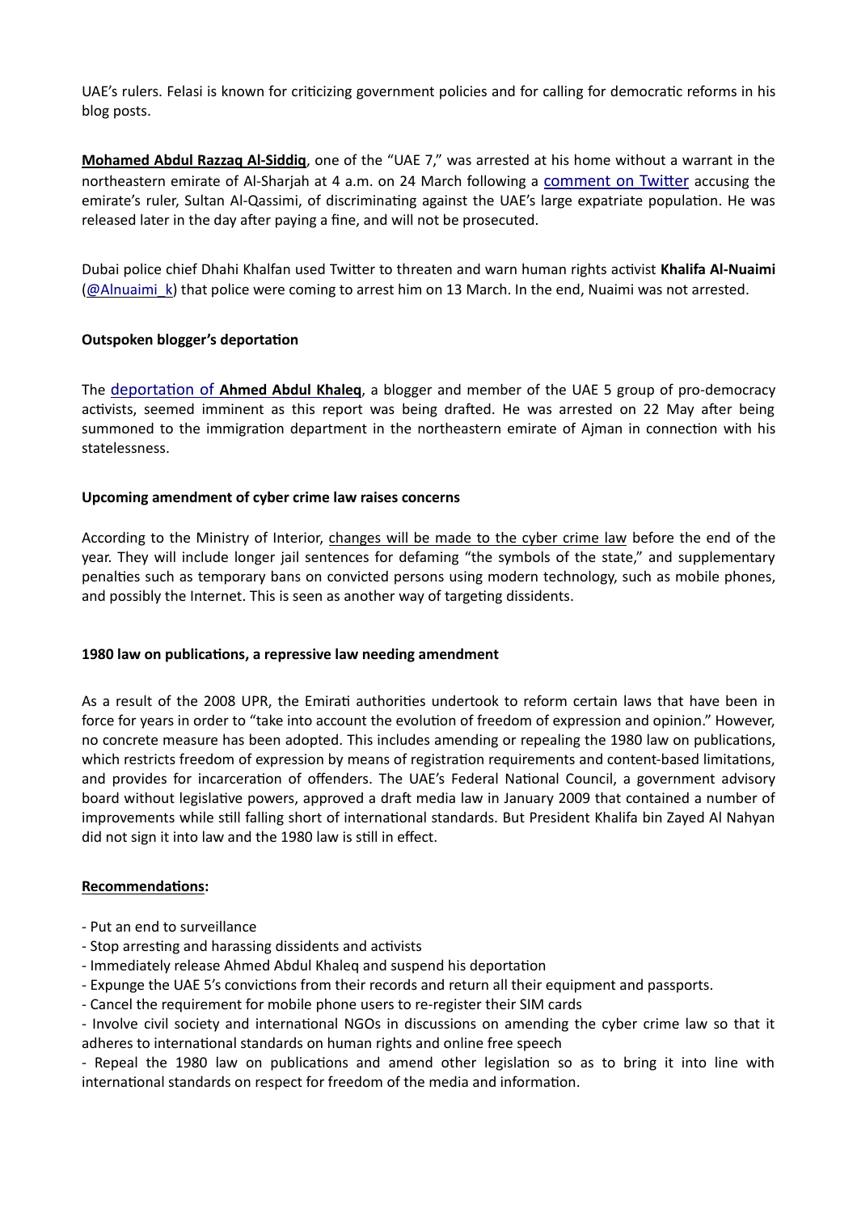UAE's rulers. Felasi is known for criticizing government policies and for calling for democratic reforms in his blog posts.

**Mohamed Abdul Razzaq Al-Siddiq**, one of the "UAE 7," was arrested at his home without a warrant in the northeastern emirate of Al-Sharjah at 4 a.m. on 24 March following a comment on Twitter accusing the emirate's ruler, Sultan Al-Qassimi, of discriminating against the UAE's large expatriate population. He was released later in the day after paying a fine, and will not be prosecuted.

Dubai police chief Dhahi Khalfan used Twitter to threaten and warn human rights activist **Khalifa Al-Nuaimi** (@Alnuaimi_k) that police were coming to arrest him on 13 March. In the end, Nuaimi was not arrested.

**Outspoken blogger's deportation**

The deportation of **Ahmed Abdul Khaleq**, a blogger and member of the UAE 5 group of pro-democracy activists, seemed imminent as this report was being drafted. He was arrested on 22 May after being summoned to the immigration department in the northeastern emirate of Ajman in connection with his statelessness.

**Upcoming amendment of cyber crime law raises concerns**

According to the Ministry of Interior, changes will be made to the cyber crime law before the end of the year. They will include longer jail sentences for defaming "the symbols of the state," and supplementary penalties such as temporary bans on convicted persons using modern technology, such as mobile phones, and possibly the Internet. This is seen as another way of targeting dissidents.

**1980 law on publications, a repressive law needing amendment**

As a result of the 2008 UPR, the Emirati authorities undertook to reform certain laws that have been in force for years in order to "take into account the evolution of freedom of expression and opinion." However, no concrete measure has been adopted. This includes amending or repealing the 1980 law on publications, which restricts freedom of expression by means of registration requirements and content-based limitations, and provides for incarceration of offenders. The UAE's Federal National Council, a government advisory board without legislative powers, approved a draft media law in January 2009 that contained a number of improvements while still falling short of international standards. But President Khalifa bin Zayed Al Nahyan did not sign it into law and the 1980 law is still in effect.

**Recommendations:**

- Put an end to surveillance
- Stop arresting and harassing dissidents and activists
- Immediately release Ahmed Abdul Khaleq and suspend his deportation
- Expunge the UAE 5's convictions from their records and return all their equipment and passports.
- Cancel the requirement for mobile phone users to re-register their SIM cards
- Involve civil society and international NGOs in discussions on amending the cyber crime law so that it adheres to international standards on human rights and online free speech
- Repeal the 1980 law on publications and amend other legislation so as to bring it into line with international standards on respect for freedom of the media and information.